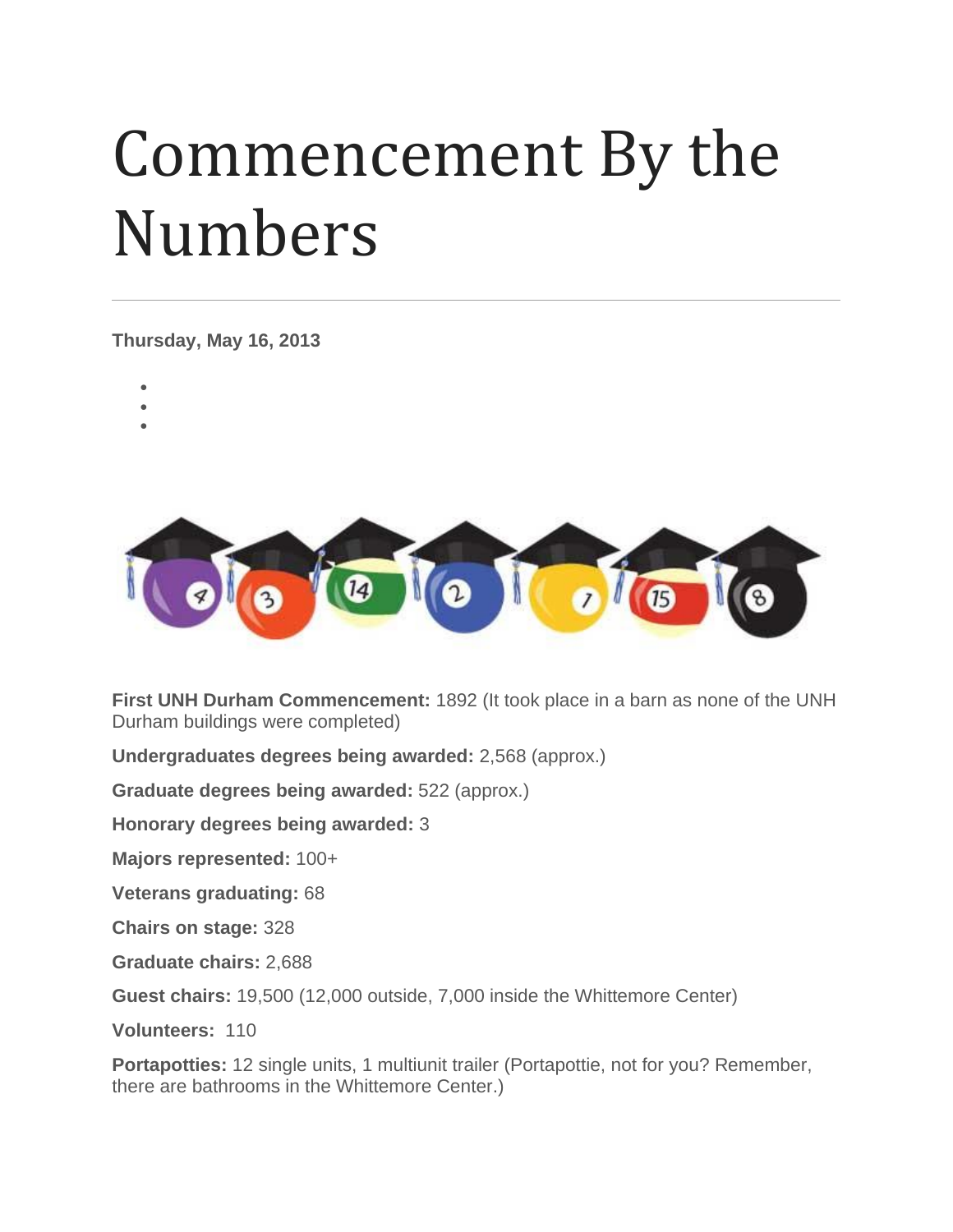# Commencement By the Numbers

**Thursday, May 16, 2013**

**First UNH Durham Commencement:** 1892 (It took place in a barn as none of the UNH Durham buildings were completed)

**Undergraduates degrees being awarded:** 2,568 (approx.)

**Graduate degrees being awarded:** 522 (approx.)

**Honorary degrees being awarded:** 3

**Majors represented:** 100+

**Veterans graduating:** 68

**Chairs on stage:** 328

**Graduate chairs:** 2,688

**Guest chairs:** 19,500 (12,000 outside, 7,000 inside the Whittemore Center)

**Volunteers:** 110

**Portapotties:** 12 single units, 1 multiunit trailer (Portapottie, not for you? Remember, there are bathrooms in the Whittemore Center.)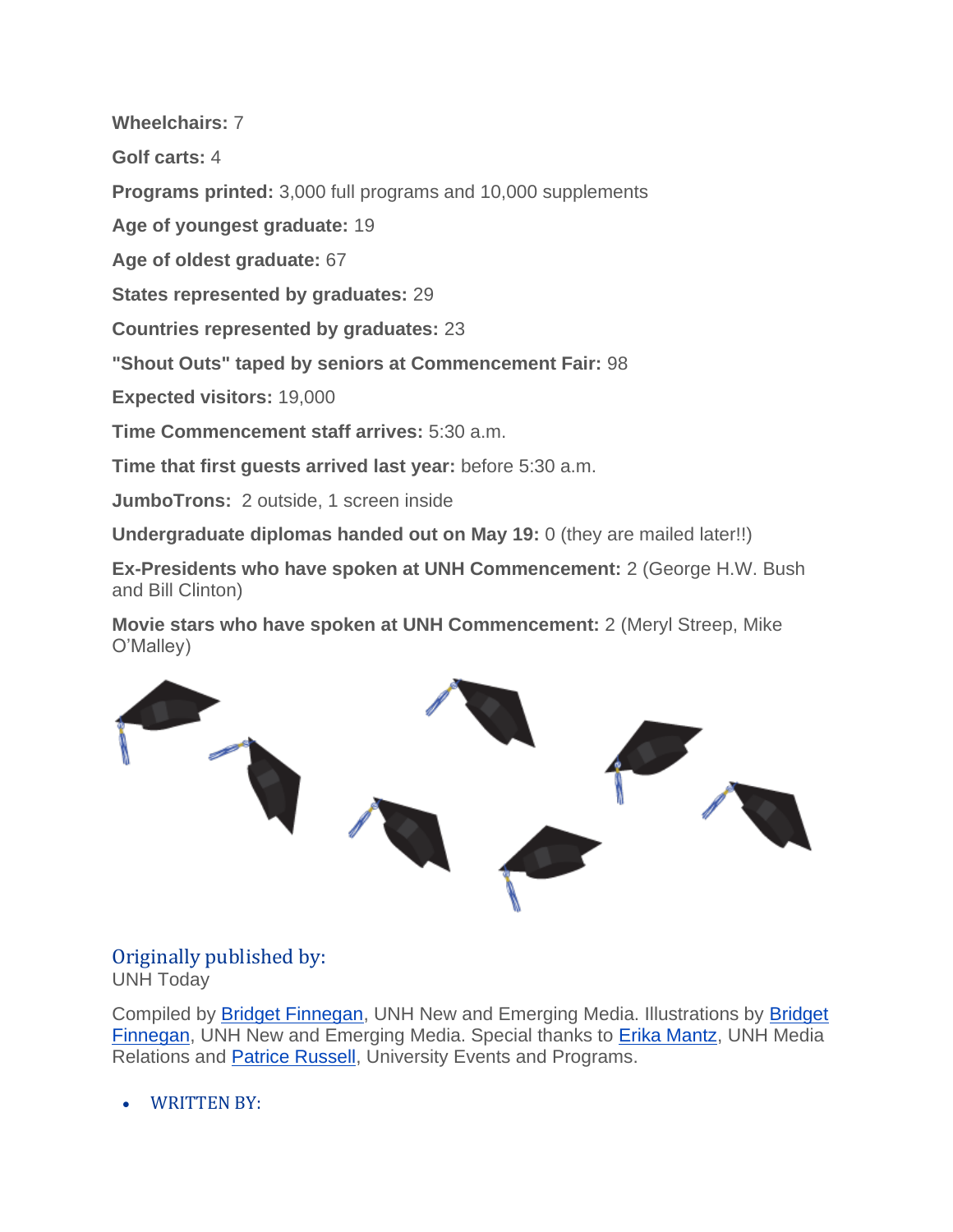**Wheelchairs:** 7

**Golf carts:** 4

**Programs printed:** 3,000 full programs and 10,000 supplements

**Age of youngest graduate:** 19

**Age of oldest graduate:** 67

**States represented by graduates:** 29

**Countries represented by graduates:** 23

**"Shout Outs" taped by seniors at Commencement Fair:** 98

**Expected visitors:** 19,000

**Time Commencement staff arrives:** 5:30 a.m.

**Time that first guests arrived last year:** before 5:30 a.m.

**JumboTrons:** 2 outside, 1 screen inside

**Undergraduate diplomas handed out on May 19:** 0 (they are mailed later!!)

**Ex-Presidents who have spoken at UNH Commencement:** 2 (George H.W. Bush and Bill Clinton)

**Movie stars who have spoken at UNH Commencement:** 2 (Meryl Streep, Mike O'Malley)

## Originally published by:

UNH Today

Compiled by [Bridget Finnegan](), UNH New and Emerging Media. Illustrations by [Bridget Finnegan](), UNH New and Emerging Media. Special thanks to [Erika Mantz](), UNH Media Relations and [Patrice Russell](), University Events and Programs.

- WRITTEN BY: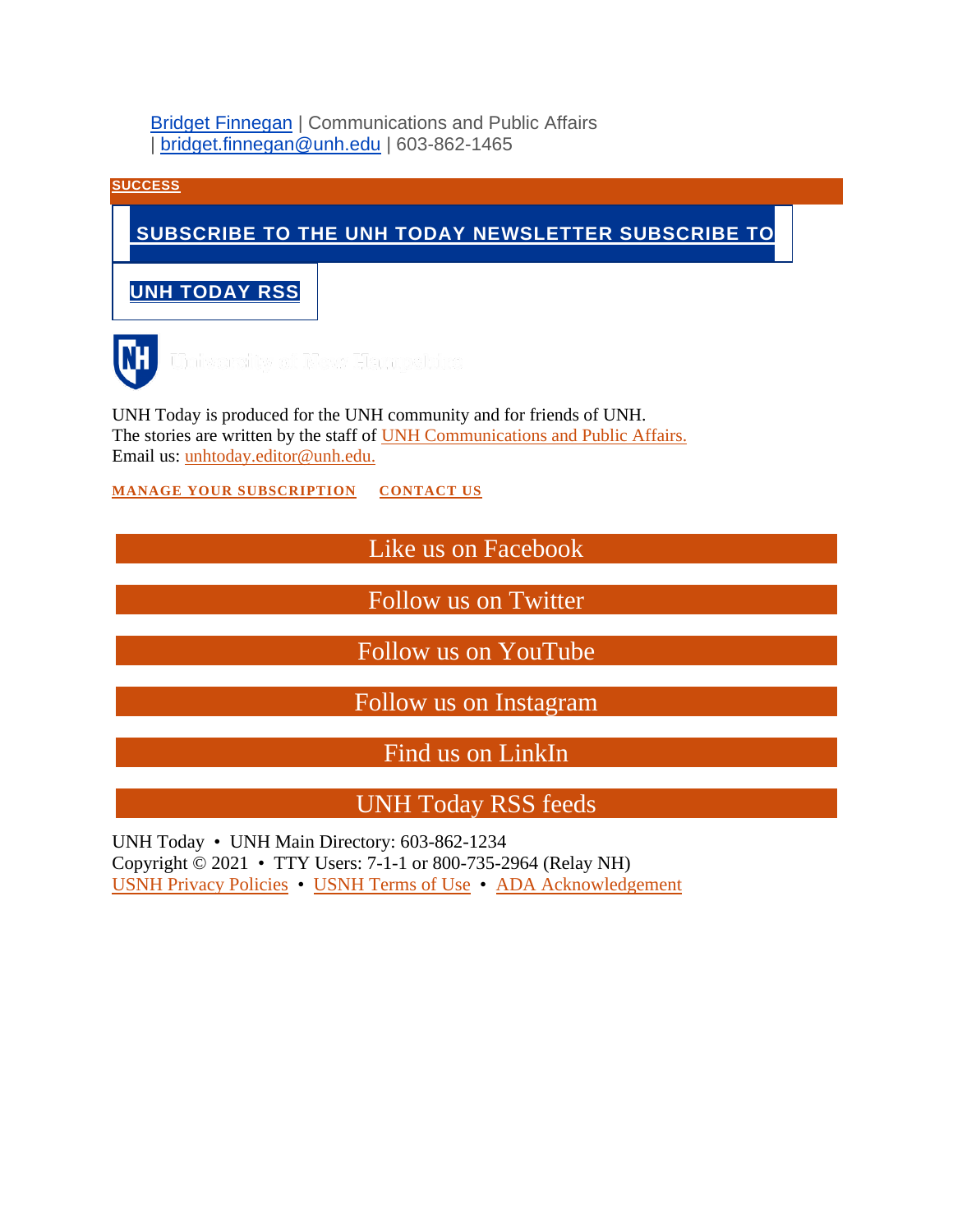Bridget Finnegan | Communications and Public Affairs | bridget.finnegan@unh.edu | 603-862-1465

**SUCCESS**

**SUBSCRIBE TO THE UNH TODAY NEWSLETTER SUBSCRIBE TO**

**UNH TODAY RSS**

UNH Today is produced for the UNH community and for friends of UNH.
The stories are written by the staff of UNH Communications and Public Affairs.
Email us: unhtoday.editor@unh.edu.

**MANAGE YOUR SUBSCRIPTION** **CONTACT US**

Like us on Facebook

Follow us on Twitter

Follow us on YouTube

Follow us on Instagram

Find us on LinkIn

UNH Today RSS feeds

UNH Today • UNH Main Directory: 603-862-1234
Copyright © 2021 • TTY Users: 7-1-1 or 800-735-2964 (Relay NH)
USNH Privacy Policies • USNH Terms of Use • ADA Acknowledgement